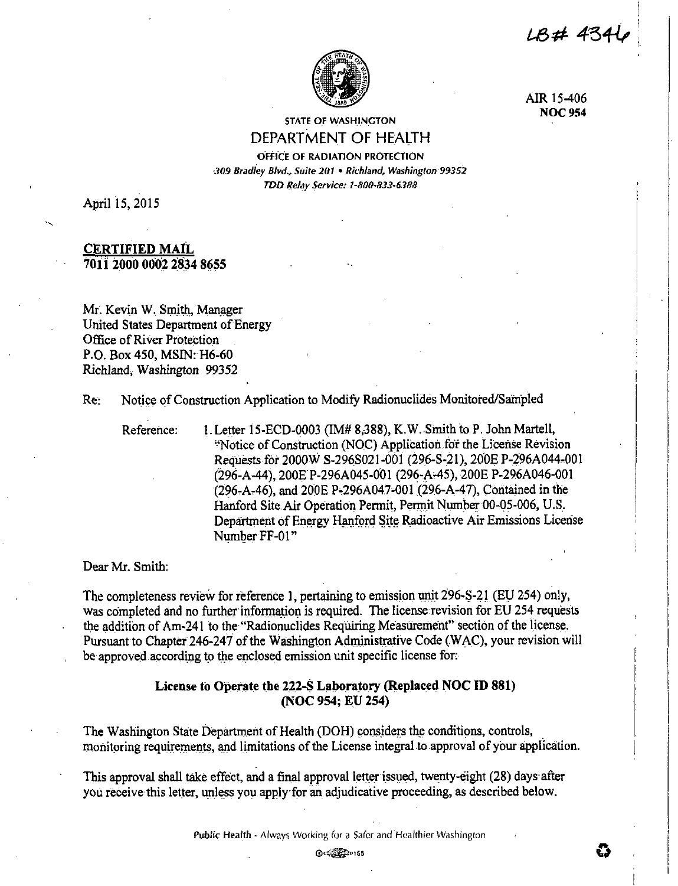LB# 4346

AIR 15-406
**NOC 954**

STATE OF WASHINGTON

DEPARTMENT OF HEALTH

OFFICE OF RADIATION PROTECTION

*309 Bradley Blvd., Suite 201 • Richland, Washington 99352*

*TDD Relay Service: 1-800-833-6388*

April 15, 2015

**CERTIFIED MAIL**
**7011 2000 0002 2834 8655**

Mr. Kevin W. Smith, Manager
United States Department of Energy
Office of River Protection
P.O. Box 450, MSIN: H6-60
Richland, Washington 99352

Re: Notice of Construction Application to Modify Radionuclides Monitored/Sampled

Reference: 1. Letter 15-ECD-0003 (IM# 8,388), K.W. Smith to P. John Martell, "Notice of Construction (NOC) Application for the License Revision Requests for 2000W S-296S021-001 (296-S-21), 200E P-296A044-001 (296-A-44), 200E P-296A045-001 (296-A-45), 200E P-296A046-001 (296-A-46), and 200E P-296A047-001 (296-A-47), Contained in the Hanford Site Air Operation Permit, Permit Number 00-05-006, U.S. Department of Energy Hanford Site Radioactive Air Emissions License Number FF-01"

Dear Mr. Smith:

The completeness review for reference 1, pertaining to emission unit 296-S-21 (EU 254) only, was completed and no further information is required. The license revision for EU 254 requests the addition of Am-241 to the "Radionuclides Requiring Measurement" section of the license. Pursuant to Chapter 246-247 of the Washington Administrative Code (WAC), your revision will be approved according to the enclosed emission unit specific license for:

**License to Operate the 222-S Laboratory (Replaced NOC ID 881)**
**(NOC 954; EU 254)**

The Washington State Department of Health (DOH) considers the conditions, controls, monitoring requirements, and limitations of the License integral to approval of your application.

This approval shall take effect, and a final approval letter issued, twenty-eight (28) days after you receive this letter, unless you apply for an adjudicative proceeding, as described below.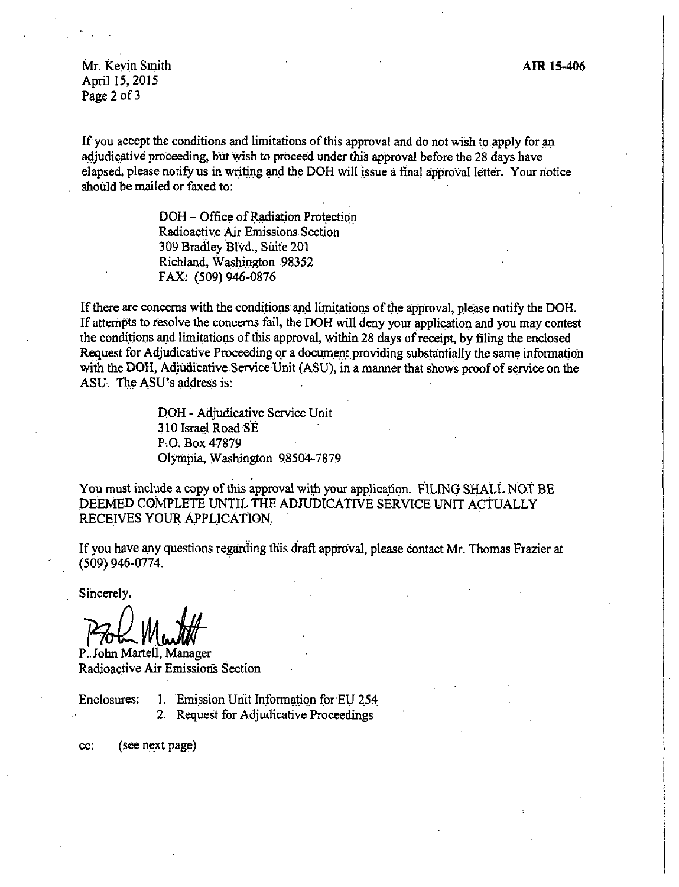If you accept the conditions and limitations of this approval and do not wish to apply for an adjudicative proceeding, but wish to proceed under this approval before the 28 days have elapsed, please notify us in writing and the DOH will issue a final approval letter. Your notice should be mailed or faxed to:

DOH – Office of Radiation Protection
Radioactive Air Emissions Section
309 Bradley Blvd., Suite 201
Richland, Washington 98352
FAX: (509) 946-0876

If there are concerns with the conditions and limitations of the approval, please notify the DOH. If attempts to resolve the concerns fail, the DOH will deny your application and you may contest the conditions and limitations of this approval, within 28 days of receipt, by filing the enclosed Request for Adjudicative Proceeding or a document providing substantially the same information with the DOH, Adjudicative Service Unit (ASU), in a manner that shows proof of service on the ASU. The ASU's address is:

DOH - Adjudicative Service Unit
310 Israel Road SE
P.O. Box 47879
Olympia, Washington 98504-7879

You must include a copy of this approval with your application. FILING SHALL NOT BE DEEMED COMPLETE UNTIL THE ADJUDICATIVE SERVICE UNIT ACTUALLY RECEIVES YOUR APPLICATION.

If you have any questions regarding this draft approval, please contact Mr. Thomas Frazier at (509) 946-0774.

Sincerely,

P. John Martell, Manager
Radioactive Air Emissions Section

Enclosures:
1. Emission Unit Information for EU 254
2. Request for Adjudicative Proceedings

cc: (see next page)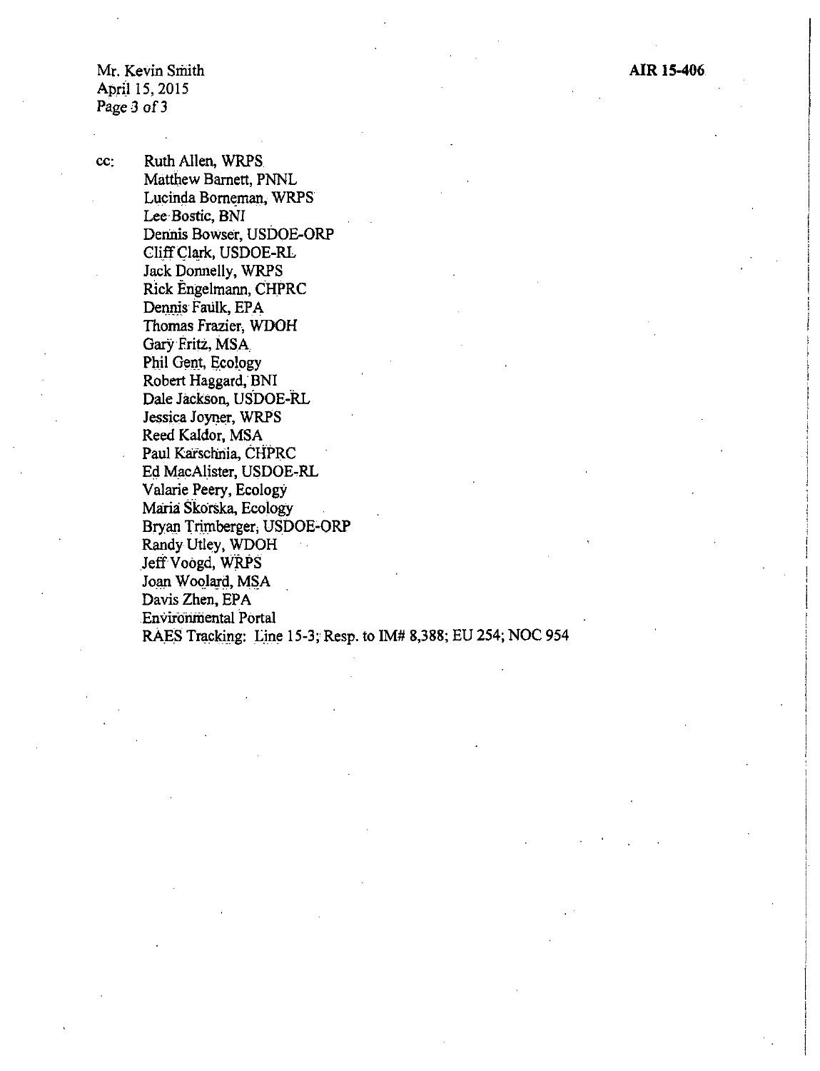cc: Ruth Allen, WRPS
Matthew Barnett, PNNL
Lucinda Borneman, WRPS
Lee Bostic, BNI
Dennis Bowser, USDOE-ORP
Cliff Clark, USDOE-RL
Jack Donnelly, WRPS
Rick Engelmann, CHPRC
Dennis Faulk, EPA
Thomas Frazier, WDOH
Gary Fritz, MSA
Phil Gent, Ecology
Robert Haggard, BNI
Dale Jackson, USDOE-RL
Jessica Joyner, WRPS
Reed Kaldor, MSA
Paul Karschnia, CHPRC
Ed MacAlister, USDOE-RL
Valarie Peery, Ecology
Maria Skorska, Ecology
Bryan Trimberger, USDOE-ORP
Randy Utley, WDOH
Jeff Voogd, WRPS
Joan Woolard, MSA
Davis Zhen, EPA
Environmental Portal
RAES Tracking: Line 15-3; Resp. to IM# 8,388; EU 254; NOC 954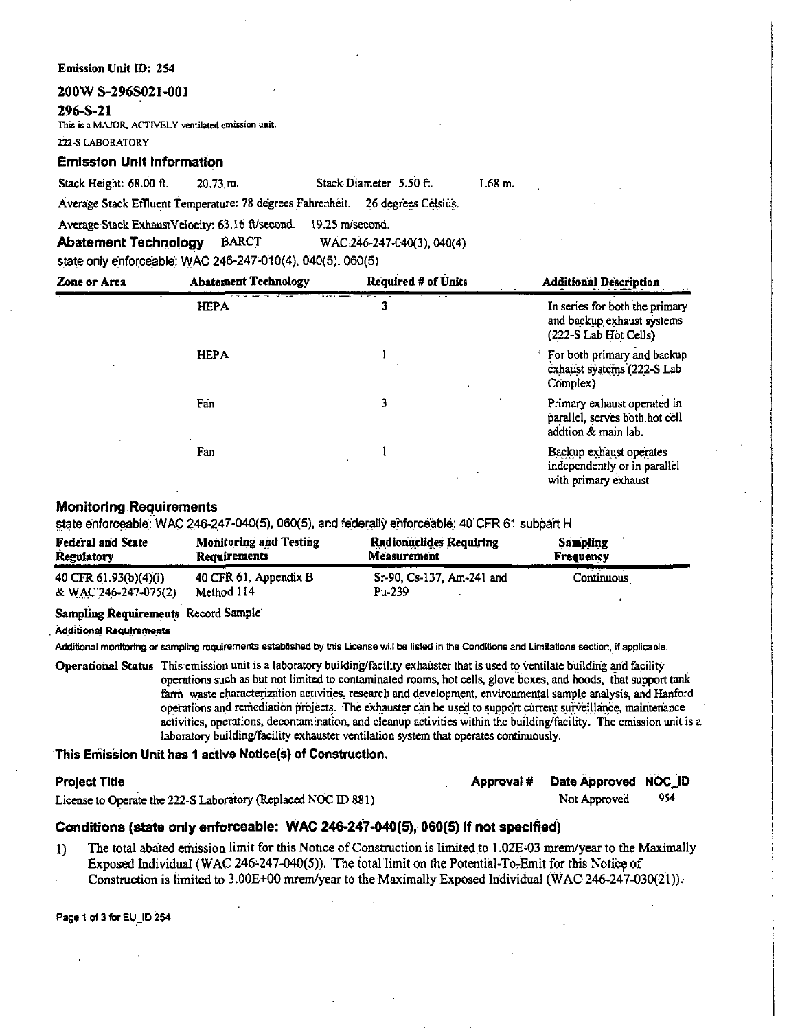**Emission Unit ID: 254**

## 200W S-296S021-001

## 296-S-21

This is a MAJOR, ACTIVELY ventilated emission unit.

222-S LABORATORY

### Emission Unit Information

Stack Height: 68.00 ft. 20.73 m. Stack Diameter 5.50 ft. 1.68 m.

Average Stack Effluent Temperature: 78 degrees Fahrenheit. 26 degrees Celsius.

Average Stack ExhaustVelocity: 63.16 ft/second. 19.25 m/second.

**Abatement Technology** BARCT WAC 246-247-040(3), 040(4)

state only enforceable: WAC 246-247-010(4), 040(5), 060(5)

| Zone or Area | Abatement Technology | Required # of Units | Additional Description |
|---|---|---|---|
| | HEPA | 3 | In series for both the primary and backup exhaust systems (222-S Lab Hot Cells) |
| | HEPA | 1 | For both primary and backup exhaust systems (222-S Lab Complex) |
| | Fan | 3 | Primary exhaust operated in parallel, serves both hot cell addtion & main lab. |
| | Fan | 1 | Backup exhaust operates independently or in parallel with primary exhaust |

### Monitoring Requirements

state enforceable: WAC 246-247-040(5), 060(5), and federally enforceable: 40 CFR 61 subpart H

| Federal and State Regulatory | Monitoring and Testing Requirements | Radionuclides Requiring Measurement | Sampling Frequency |
|---|---|---|---|
| 40 CFR 61.93(b)(4)(i) & WAC 246-247-075(2) | 40 CFR 61, Appendix B Method 114 | Sr-90, Cs-137, Am-241 and Pu-239 | Continuous |

**Sampling Requirements** Record Sample

**Additional Requirements**

Additional monitoring or sampling requirements established by this License will be listed in the Conditions and Limitations section, if applicable.

**Operational Status** This emission unit is a laboratory building/facility exhauster that is used to ventilate building and facility operations such as but not limited to contaminated rooms, hot cells, glove boxes, and hoods, that support tank farm waste characterization activities, research and development, environmental sample analysis, and Hanford operations and remediation projects. The exhauster can be used to support current surveillance, maintenance activities, operations, decontamination, and cleanup activities within the building/facility. The emission unit is a laboratory building/facility exhauster ventilation system that operates continuously.

**This Emission Unit has 1 active Notice(s) of Construction.**

| Project Title | Approval # | Date Approved | NOC_ID |
|---|---|---|---|
| License to Operate the 222-S Laboratory (Replaced NOC ID 881) | | Not Approved | 954 |

### Conditions (state only enforceable: WAC 246-247-040(5), 060(5) if not specified)

1) The total abated emission limit for this Notice of Construction is limited to 1.02E-03 mrem/year to the Maximally Exposed Individual (WAC 246-247-040(5)). The total limit on the Potential-To-Emit for this Notice of Construction is limited to 3.00E+00 mrem/year to the Maximally Exposed Individual (WAC 246-247-030(21)).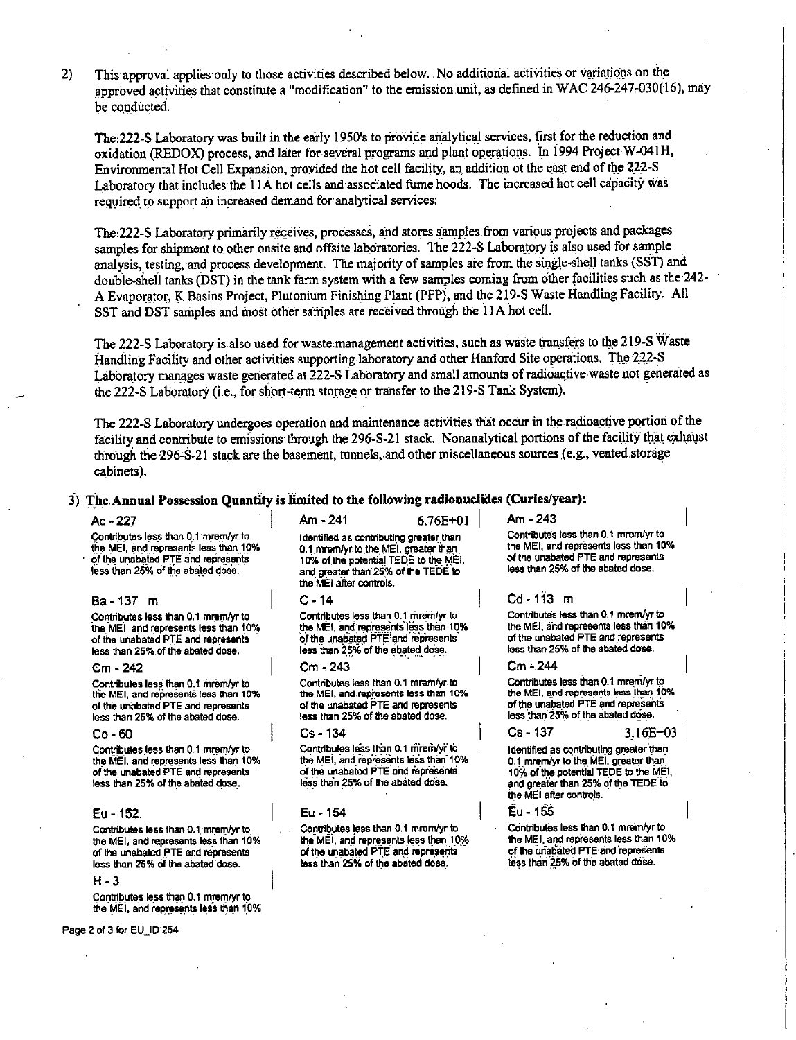2) This approval applies only to those activities described below. No additional activities or variations on the approved activities that constitute a "modification" to the emission unit, as defined in WAC 246-247-030(16), may be conducted.

The 222-S Laboratory was built in the early 1950's to provide analytical services, first for the reduction and oxidation (REDOX) process, and later for several programs and plant operations. In 1994 Project W-041H, Environmental Hot Cell Expansion, provided the hot cell facility, an addition ot the east end of the 222-S Laboratory that includes the 11A hot cells and associated fume hoods. The increased hot cell capacity was required to support an increased demand for analytical services.

The 222-S Laboratory primarily receives, processes, and stores samples from various projects and packages samples for shipment to other onsite and offsite laboratories. The 222-S Laboratory is also used for sample analysis, testing, and process development. The majority of samples are from the single-shell tanks (SST) and double-shell tanks (DST) in the tank farm system with a few samples coming from other facilities such as the 242-A Evaporator, K Basins Project, Plutonium Finishing Plant (PFP), and the 219-S Waste Handling Facility. All SST and DST samples and most other samples are received through the 11A hot cell.

The 222-S Laboratory is also used for waste management activities, such as waste transfers to the 219-S Waste Handling Facility and other activities supporting laboratory and other Hanford Site operations. The 222-S Laboratory manages waste generated at 222-S Laboratory and small amounts of radioactive waste not generated as the 222-S Laboratory (i.e., for short-term storage or transfer to the 219-S Tank System).

The 222-S Laboratory undergoes operation and maintenance activities that occur in the radioactive portion of the facility and contribute to emissions through the 296-S-21 stack. Nonanalytical portions of the facility that exhaust through the 296-S-21 stack are the basement, tunnels, and other miscellaneous sources (e.g., vented storage cabinets).

**3) The Annual Possession Quantity is limited to the following radionuclides (Curies/year):**

| Radionuclide | Quantity | Description |
|---|---|---|
| Ac - 227 | | Contributes less than 0.1 mrem/yr to the MEI, and represents less than 10% of the unabated PTE and represents less than 25% of the abated dose. |
| Am - 241 | 6.76E+01 | Identified as contributing greater than 0.1 mrem/yr to the MEI, greater than 10% of the potential TEDE to the MEI, and greater than 25% of the TEDE to the MEI after controls. |
| Am - 243 | | Contributes less than 0.1 mrem/yr to the MEI, and represents less than 10% of the unabated PTE and represents less than 25% of the abated dose. |
| Ba - 137 m | | Contributes less than 0.1 mrem/yr to the MEI, and represents less than 10% of the unabated PTE and represents less than 25% of the abated dose. |
| C - 14 | | Contributes less than 0.1 mrem/yr to the MEI, and represents less than 10% of the unabated PTE and represents less than 25% of the abated dose. |
| Cd - 113 m | | Contributes less than 0.1 mrem/yr to the MEI, and represents less than 10% of the unabated PTE and represents less than 25% of the abated dose. |
| Cm - 242 | | Contributes less than 0.1 mrem/yr to the MEI, and represents less than 10% of the unabated PTE and represents less than 25% of the abated dose. |
| Cm - 243 | | Contributes less than 0.1 mrem/yr to the MEI, and represents less than 10% of the unabated PTE and represents less than 25% of the abated dose. |
| Cm - 244 | | Contributes less than 0.1 mrem/yr to the MEI, and represents less than 10% of the unabated PTE and represents less than 25% of the abated dose. |
| Co - 60 | | Contributes less than 0.1 mrem/yr to the MEI, and represents less than 10% of the unabated PTE and represents less than 25% of the abated dose. |
| Cs - 134 | | Contributes less than 0.1 mrem/yr to the MEI, and represents less than 10% of the unabated PTE and represents less than 25% of the abated dose. |
| Cs - 137 | 3.16E+03 | Identified as contributing greater than 0.1 mrem/yr to the MEI, greater than 10% of the potential TEDE to the MEI, and greater than 25% of the TEDE to the MEI after controls. |
| Eu - 152 | | Contributes less than 0.1 mrem/yr to the MEI, and represents less than 10% of the unabated PTE and represents less than 25% of the abated dose. |
| Eu - 154 | | Contributes less than 0.1 mrem/yr to the MEI, and represents less than 10% of the unabated PTE and represents less than 25% of the abated dose. |
| Eu - 155 | | Contributes less than 0.1 mrem/yr to the MEI, and represents less than 10% of the unabated PTE and represents less than 25% of the abated dose. |
| H - 3 | | Contributes less than 0.1 mrem/yr to the MEI, and represents less than 10% |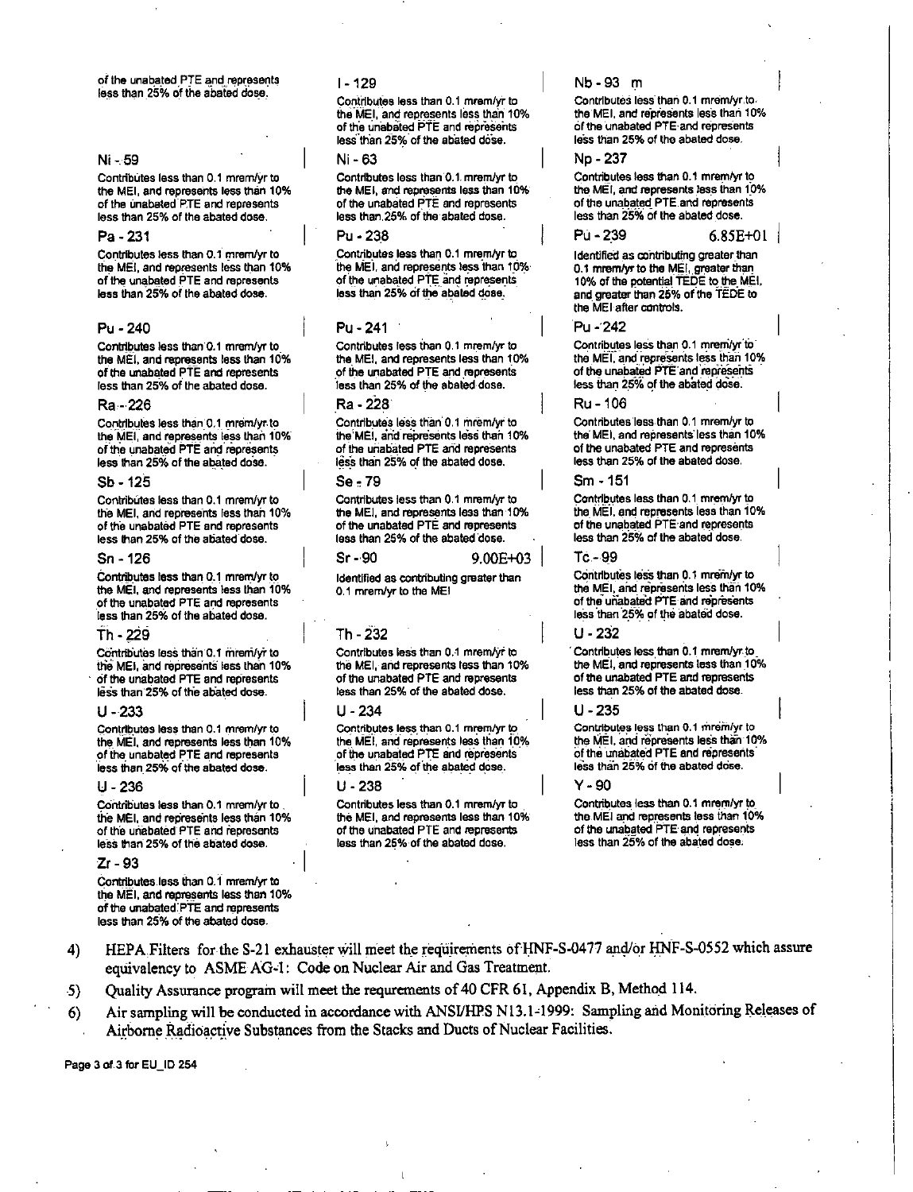of the unabated PTE and represents less than 25% of the abated dose.

**Ni - 59**

Contributes less than 0.1 mrem/yr to the MEI, and represents less than 10% of the unabated PTE and represents less than 25% of the abated dose.

**Pa - 231**

Contributes less than 0.1 mrem/yr to the MEI, and represents less than 10% of the unabated PTE and represents less than 25% of the abated dose.

**Pu - 240**

Contributes less than 0.1 mrem/yr to the MEI, and represents less than 10% of the unabated PTE and represents less than 25% of the abated dose.

**Ra - 226**

Contributes less than 0.1 mrem/yr to the MEI, and represents less than 10% of the unabated PTE and represents less than 25% of the abated dose.

**Sb - 125**

Contributes less than 0.1 mrem/yr to the MEI, and represents less than 10% of the unabated PTE and represents less than 25% of the abated dose.

**Sn - 126**

Contributes less than 0.1 mrem/yr to the MEI, and represents less than 10% of the unabated PTE and represents less than 25% of the abated dose.

**Th - 229**

Contributes less than 0.1 mrem/yr to the MEI, and represents less than 10% of the unabated PTE and represents less than 25% of the abated dose.

**U - 233**

Contributes less than 0.1 mrem/yr to the MEI, and represents less than 10% of the unabated PTE and represents less than 25% of the abated dose.

**U - 236**

Contributes less than 0.1 mrem/yr to the MEI, and represents less than 10% of the unabated PTE and represents less than 25% of the abated dose.

**Zr - 93**

Contributes less than 0.1 mrem/yr to the MEI, and represents less than 10% of the unabated PTE and represents less than 25% of the abated dose.

**I - 129**

Contributes less than 0.1 mrem/yr to the MEI, and represents less than 10% of the unabated PTE and represents less than 25% of the abated dose.

**Ni - 63**

Contributes less than 0.1 mrem/yr to the MEI, and represents less than 10% of the unabated PTE and represents less than 25% of the abated dose.

**Pu - 238**

Contributes less than 0.1 mrem/yr to the MEI, and represents less than 10% of the unabated PTE and represents less than 25% of the abated dose.

**Pu - 241**

Contributes less than 0.1 mrem/yr to the MEI, and represents less than 10% of the unabated PTE and represents less than 25% of the abated dose.

**Ra - 228**

Contributes less than 0.1 mrem/yr to the MEI, and represents less than 10% of the unabated PTE and represents less than 25% of the abated dose.

**Se - 79**

Contributes less than 0.1 mrem/yr to the MEI, and represents less than 10% of the unabated PTE and represents less than 25% of the abated dose.

**Sr - 90** 9.00E+03

Identified as contributing greater than 0.1 mrem/yr to the MEI

**Th - 232**

Contributes less than 0.1 mrem/yr to the MEI, and represents less than 10% of the unabated PTE and represents less than 25% of the abated dose.

**U - 234**

Contributes less than 0.1 mrem/yr to the MEI, and represents less than 10% of the unabated PTE and represents less than 25% of the abated dose.

**U - 238**

Contributes less than 0.1 mrem/yr to the MEI, and represents less than 10% of the unabated PTE and represents less than 25% of the abated dose.

**Nb - 93 m**

Contributes less than 0.1 mrem/yr to the MEI, and represents less than 10% of the unabated PTE and represents less than 25% of the abated dose.

**Np - 237**

Contributes less than 0.1 mrem/yr to the MEI, and represents less than 10% of the unabated PTE and represents less than 25% of the abated dose.

**Pu - 239** 6.85E+01

Identified as contributing greater than 0.1 mrem/yr to the MEI, greater than 10% of the potential TEDE to the MEI, and greater than 25% of the TEDE to the MEI after controls.

**Pu - 242**

Contributes less than 0.1 mrem/yr to the MEI, and represents less than 10% of the unabated PTE and represents less than 25% of the abated dose.

**Ru - 106**

Contributes less than 0.1 mrem/yr to the MEI, and represents less than 10% of the unabated PTE and represents less than 25% of the abated dose.

**Sm - 151**

Contributes less than 0.1 mrem/yr to the MEI, and represents less than 10% of the unabated PTE and represents less than 25% of the abated dose.

**Tc - 99**

Contributes less than 0.1 mrem/yr to the MEI, and represents less than 10% of the unabated PTE and represents less than 25% of the abated dose.

**U - 232**

Contributes less than 0.1 mrem/yr to the MEI, and represents less than 10% of the unabated PTE and represents less than 25% of the abated dose.

**U - 235**

Contributes less than 0.1 mrem/yr to the MEI, and represents less than 10% of the unabated PTE and represents less than 25% of the abated dose.

**Y - 90**

Contributes less than 0.1 mrem/yr to the MEI and represents less than 10% of the unabated PTE and represents less than 25% of the abated dose.

4) HEPA Filters for the S-21 exhauster will meet the requirements of HNF-S-0477 and/or HNF-S-0552 which assure equivalency to ASME AG-1: Code on Nuclear Air and Gas Treatment.

5) Quality Assurance program will meet the requrements of 40 CFR 61, Appendix B, Method 114.

6) Air sampling will be conducted in accordance with ANSI/HPS N13.1-1999: Sampling and Monitoring Releases of Airborne Radioactive Substances from the Stacks and Ducts of Nuclear Facilities.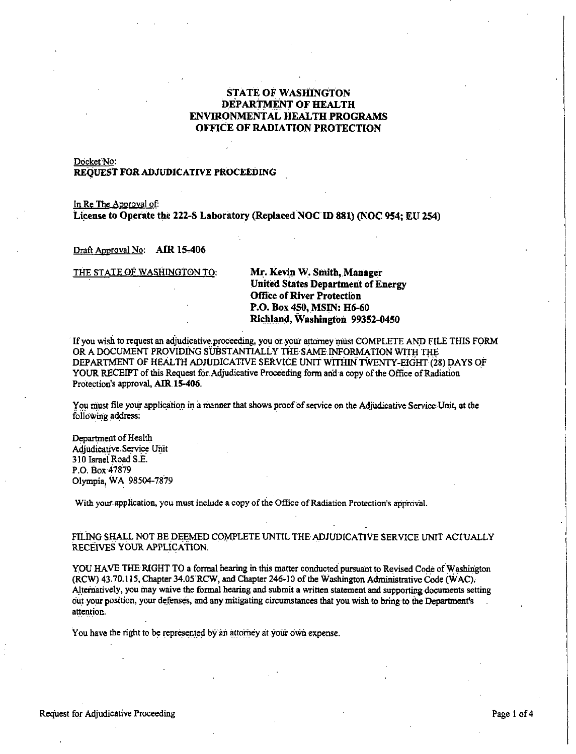# STATE OF WASHINGTON
# DEPARTMENT OF HEALTH
# ENVIRONMENTAL HEALTH PROGRAMS
# OFFICE OF RADIATION PROTECTION

Docket No:
**REQUEST FOR ADJUDICATIVE PROCEEDING**

In Re The Approval of:
**License to Operate the 222-S Laboratory (Replaced NOC ID 881) (NOC 954; EU 254)**

Draft Approval No: **AIR 15-406**

THE STATE OF WASHINGTON TO:

**Mr. Kevin W. Smith, Manager**
**United States Department of Energy**
**Office of River Protection**
**P.O. Box 450, MSIN: H6-60**
**Richland, Washington 99352-0450**

If you wish to request an adjudicative proceeding, you or your attorney must COMPLETE AND FILE THIS FORM OR A DOCUMENT PROVIDING SUBSTANTIALLY THE SAME INFORMATION WITH THE DEPARTMENT OF HEALTH ADJUDICATIVE SERVICE UNIT WITHIN TWENTY-EIGHT (28) DAYS OF YOUR RECEIPT of this Request for Adjudicative Proceeding form and a copy of the Office of Radiation Protection's approval, **AIR 15-406**.

You must file your application in a manner that shows proof of service on the Adjudicative Service Unit, at the following address:

Department of Health
Adjudicative Service Unit
310 Israel Road S.E.
P.O. Box 47879
Olympia, WA 98504-7879

With your application, you must include a copy of the Office of Radiation Protection's approval.

FILING SHALL NOT BE DEEMED COMPLETE UNTIL THE ADJUDICATIVE SERVICE UNIT ACTUALLY RECEIVES YOUR APPLICATION.

YOU HAVE THE RIGHT TO a formal hearing in this matter conducted pursuant to Revised Code of Washington (RCW) 43.70.115, Chapter 34.05 RCW, and Chapter 246-10 of the Washington Administrative Code (WAC). Alternatively, you may waive the formal hearing and submit a written statement and supporting documents setting out your position, your defenses, and any mitigating circumstances that you wish to bring to the Department's attention.

You have the right to be represented by an attorney at your own expense.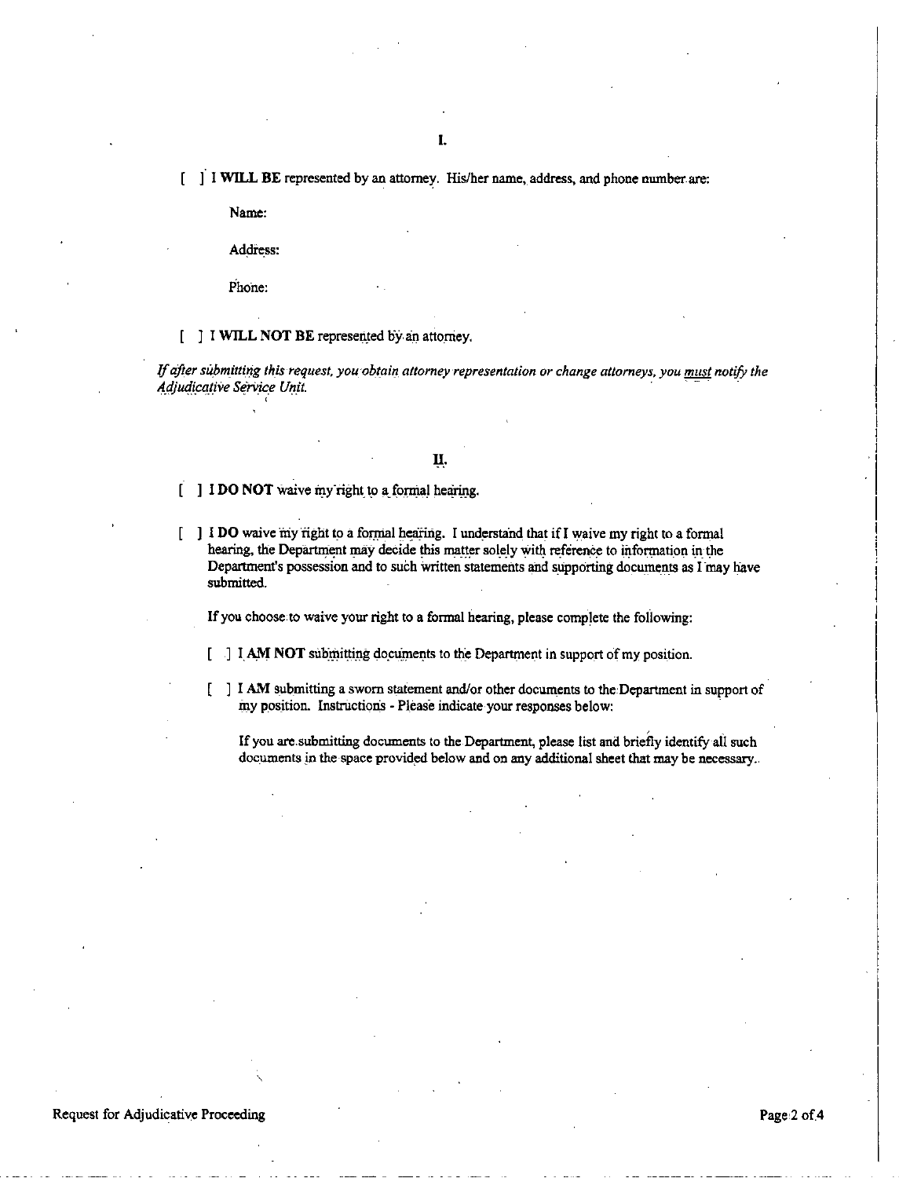## I.

[ ] **I WILL BE** represented by an attorney. His/her name, address, and phone number are:

Name:

Address:

Phone:

[ ] **I WILL NOT BE** represented by an attorney.

*If after submitting this request, you obtain attorney representation or change attorneys, you must notify the Adjudicative Service Unit.*

## II.

[ ] **I DO NOT** waive my right to a formal hearing.

[ ] **I DO** waive my right to a formal hearing. I understand that if I waive my right to a formal hearing, the Department may decide this matter solely with reference to information in the Department's possession and to such written statements and supporting documents as I may have submitted.

If you choose to waive your right to a formal hearing, please complete the following:

[ ] **I AM NOT** submitting documents to the Department in support of my position.

[ ] **I AM** submitting a sworn statement and/or other documents to the Department in support of my position. Instructions - Please indicate your responses below:

If you are submitting documents to the Department, please list and briefly identify all such documents in the space provided below and on any additional sheet that may be necessary.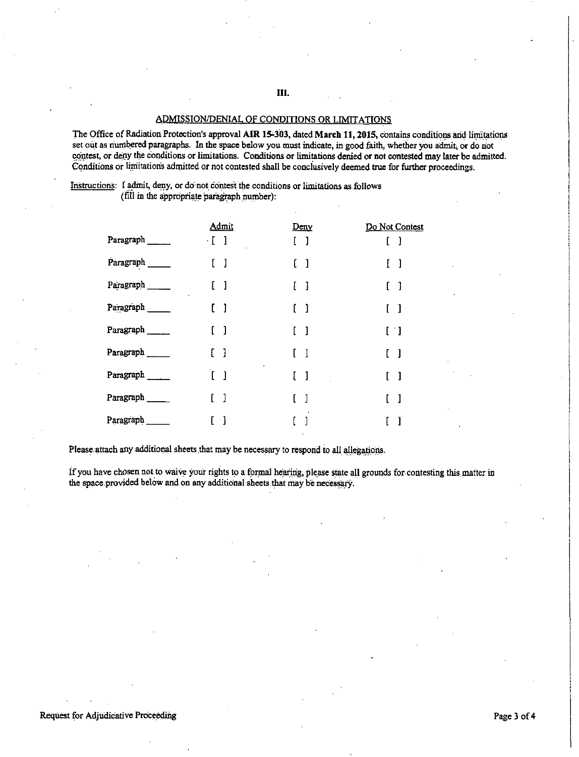## III.

### ADMISSION/DENIAL OF CONDITIONS OR LIMITATIONS

The Office of Radiation Protection's approval **AIR 15-303**, dated **March 11, 2015**, contains conditions and limitations set out as numbered paragraphs. In the space below you must indicate, in good faith, whether you admit, or do not contest, or deny the conditions or limitations. Conditions or limitations denied or not contested may later be admitted. Conditions or limitations admitted or not contested shall be conclusively deemed true for further proceedings.

Instructions: I admit, deny, or do not contest the conditions or limitations as follows (fill in the appropriate paragraph number):

| | Admit | Deny | Do Not Contest |
|---|---|---|---|
| Paragraph _____ | [ ] | [ ] | [ ] |
| Paragraph _____ | [ ] | [ ] | [ ] |
| Paragraph _____ | [ ] | [ ] | [ ] |
| Paragraph _____ | [ ] | [ ] | [ ] |
| Paragraph _____ | [ ] | [ ] | [ ] |
| Paragraph _____ | [ ] | [ ] | [ ] |
| Paragraph _____ | [ ] | [ ] | [ ] |
| Paragraph _____ | [ ] | [ ] | [ ] |
| Paragraph _____ | [ ] | [ ] | [ ] |

Please attach any additional sheets that may be necessary to respond to all allegations.

If you have chosen not to waive your rights to a formal hearing, please state all grounds for contesting this matter in the space provided below and on any additional sheets that may be necessary.

Request for Adjudicative Proceeding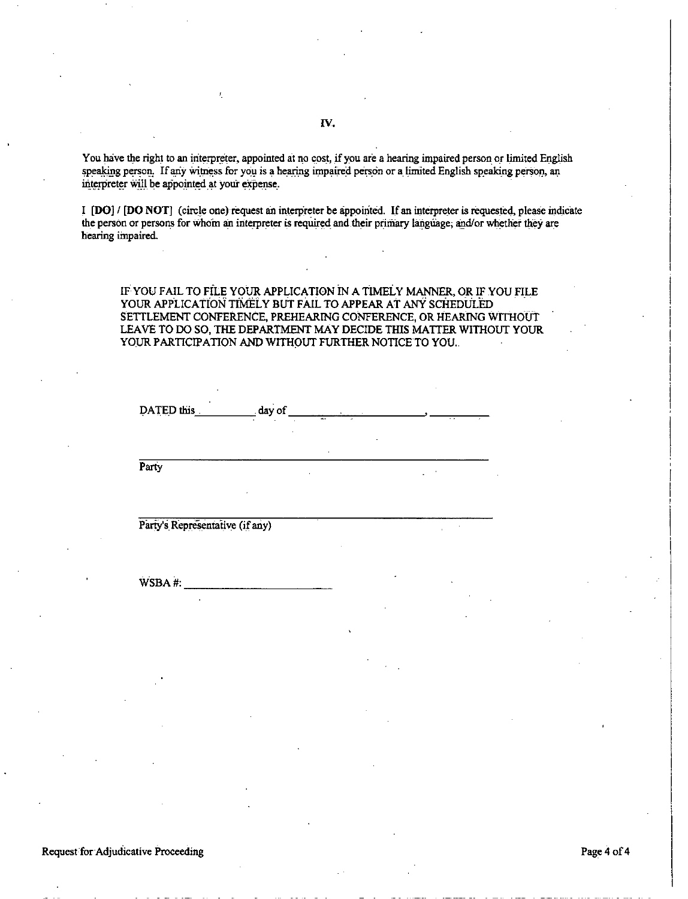## IV.

You have the right to an interpreter, appointed at no cost, if you are a hearing impaired person or limited English speaking person. If any witness for you is a hearing impaired person or a limited English speaking person, an interpreter will be appointed at your expense.

I **[DO]** / **[DO NOT]** (circle one) request an interpreter be appointed. If an interpreter is requested, please indicate the person or persons for whom an interpreter is required and their primary language, and/or whether they are hearing impaired.

IF YOU FAIL TO FILE YOUR APPLICATION IN A TIMELY MANNER, OR IF YOU FILE YOUR APPLICATION TIMELY BUT FAIL TO APPEAR AT ANY SCHEDULED SETTLEMENT CONFERENCE, PREHEARING CONFERENCE, OR HEARING WITHOUT LEAVE TO DO SO, THE DEPARTMENT MAY DECIDE THIS MATTER WITHOUT YOUR YOUR PARTICIPATION AND WITHOUT FURTHER NOTICE TO YOU.

DATED this __________ day of ________________________, __________

______________________________________________________
Party

______________________________________________________
Party's Representative (if any)

WSBA #: ________________________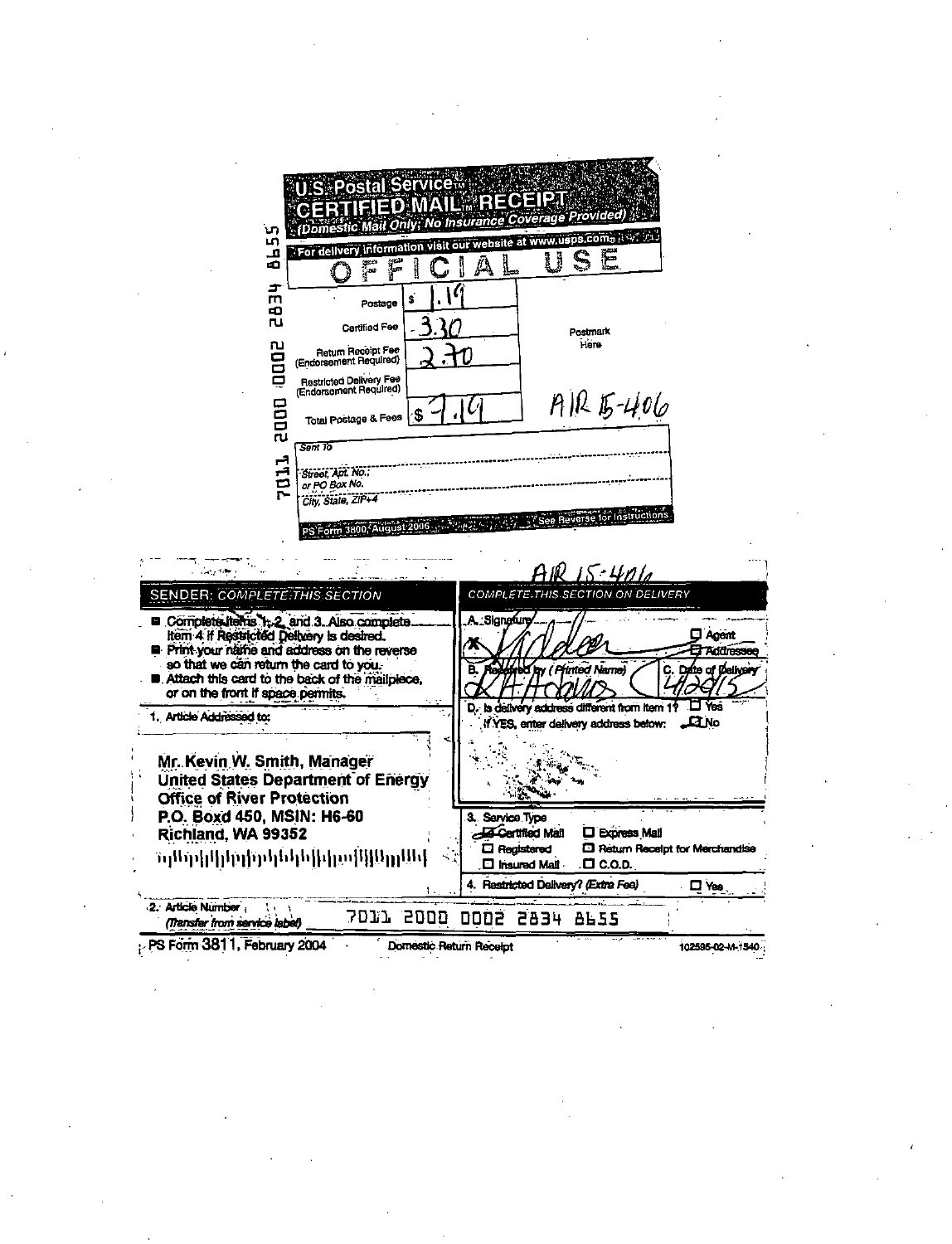7011 2000 0002 2834 8655

## U.S. Postal Service™
## CERTIFIED MAIL™ RECEIPT

*(Domestic Mail Only; No Insurance Coverage Provided)*

For delivery information visit our website at www.usps.com®

OFFICIAL USE

| | |
|---|---|
| Postage | $ 1.19 |
| Certified Fee | 3.30 |
| Return Receipt Fee (Endorsement Required) | 2.70 |
| Restricted Delivery Fee (Endorsement Required) | |
| Total Postage & Fees | $ 7.19 |

Postmark Here

AIR 15-406

Sent To

Street, Apt. No.; or PO Box No.

City, State, ZIP+4

PS Form 3800, August 2006 — See Reverse for Instructions

AIR 15-406

**SENDER: COMPLETE THIS SECTION**

- Complete items 1, 2, and 3. Also complete item 4 if Restricted Delivery is desired.
- Print your name and address on the reverse so that we can return the card to you.
- Attach this card to the back of the mailpiece, or on the front if space permits.

1. Article Addressed to:

**Mr. Kevin W. Smith, Manager**
**United States Department of Energy**
**Office of River Protection**
**P.O. Boxd 450, MSIN: H6-60**
**Richland, WA 99352**

**COMPLETE THIS SECTION ON DELIVERY**

A. Signature: [signature] ☐ Agent ☑ Addressee

B. Received by (Printed Name): K A Adams

C. Date of Delivery: 4/2/15

D. Is delivery address different from item 1? ☐ Yes
If YES, enter delivery address below: ☑ No

3. Service Type
☑ Certified Mail ☐ Express Mail
☐ Registered ☐ Return Receipt for Merchandise
☐ Insured Mail ☐ C.O.D.

4. Restricted Delivery? (Extra Fee) ☐ Yes

2. Article Number (Transfer from service label): 7011 2000 0002 2834 8655

PS Form 3811, February 2004 — Domestic Return Receipt — 102595-02-M-1540